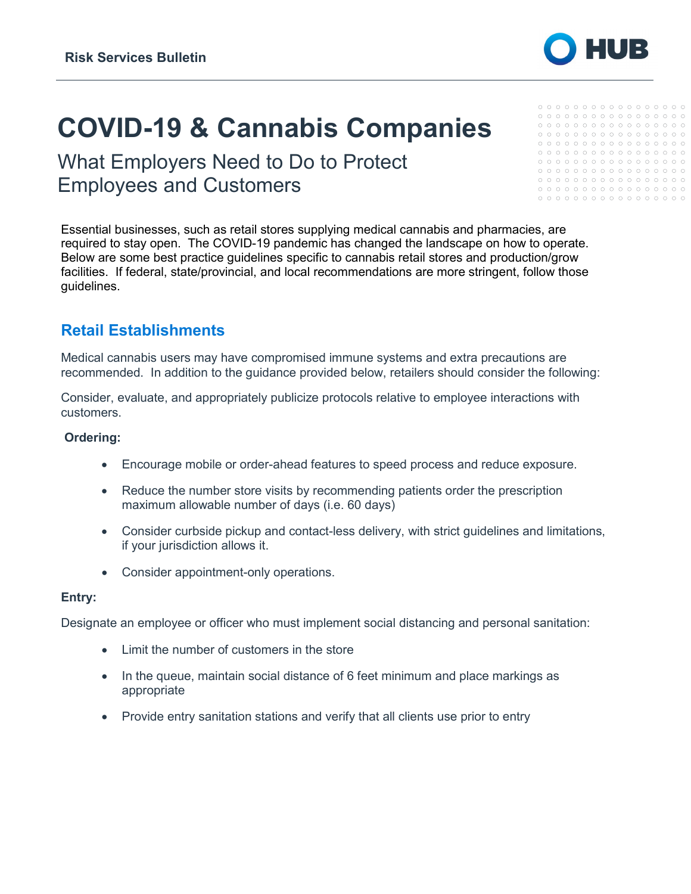Risk Services Bulletin

# COVID-19 & Cannabis Companies

## What Employers Need to Do to Protect Employees and Customers

Essential businesses, such as retail stores supplying medical cannabis and pharmacies, are required to stay open. The COVID-19 pandemic has changed the landscape on how to operate. Below are some best practice guidelines specific to cannabis retail stores and production/grow facilities. If federal, state/provincial, and local recommendations are more stringent, follow those guidelines.

## Retail Establishments

Medical cannabis users may have compromised immune systems and extra precautions are recommended. In addition to the guidance provided below, retailers should consider the following:

Consider, evaluate, and appropriately publicize protocols relative to employee interactions with customers.

**Ordering:**

- Encourage mobile or order-ahead features to speed process and reduce exposure.
- Reduce the number store visits by recommending patients order the prescription maximum allowable number of days (i.e. 60 days)
- Consider curbside pickup and contact-less delivery, with strict guidelines and limitations, if your jurisdiction allows it.
- Consider appointment-only operations.

**Entry:**

Designate an employee or officer who must implement social distancing and personal sanitation:

- Limit the number of customers in the store
- In the queue, maintain social distance of 6 feet minimum and place markings as appropriate
- Provide entry sanitation stations and verify that all clients use prior to entry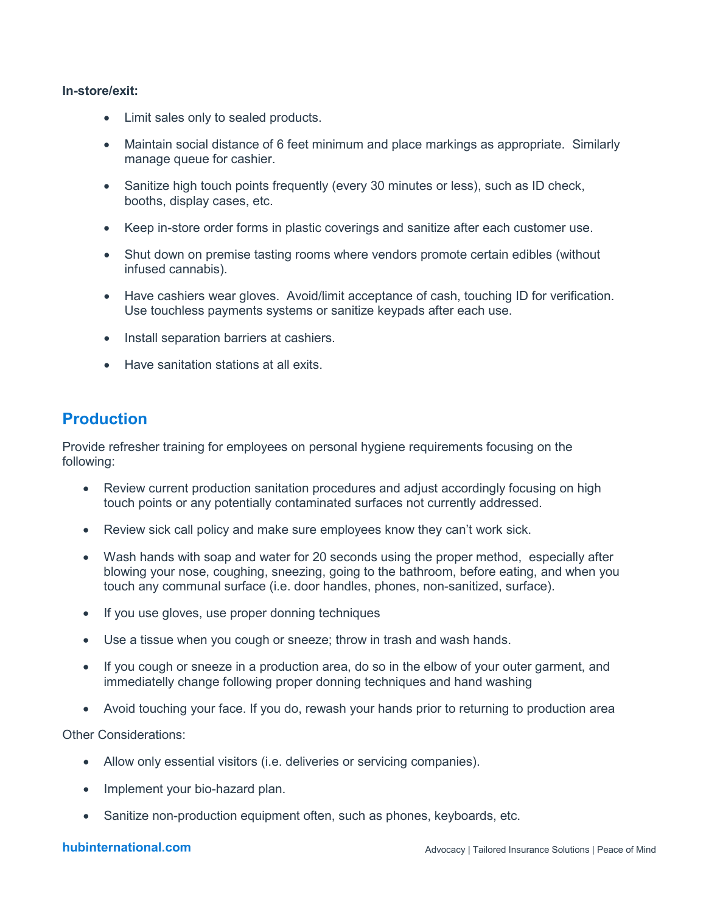**In-store/exit:**

- Limit sales only to sealed products.
- Maintain social distance of 6 feet minimum and place markings as appropriate. Similarly manage queue for cashier.
- Sanitize high touch points frequently (every 30 minutes or less), such as ID check, booths, display cases, etc.
- Keep in-store order forms in plastic coverings and sanitize after each customer use.
- Shut down on premise tasting rooms where vendors promote certain edibles (without infused cannabis).
- Have cashiers wear gloves. Avoid/limit acceptance of cash, touching ID for verification. Use touchless payments systems or sanitize keypads after each use.
- Install separation barriers at cashiers.
- Have sanitation stations at all exits.

## Production

Provide refresher training for employees on personal hygiene requirements focusing on the following:

- Review current production sanitation procedures and adjust accordingly focusing on high touch points or any potentially contaminated surfaces not currently addressed.
- Review sick call policy and make sure employees know they can't work sick.
- Wash hands with soap and water for 20 seconds using the proper method, especially after blowing your nose, coughing, sneezing, going to the bathroom, before eating, and when you touch any communal surface (i.e. door handles, phones, non-sanitized, surface).
- If you use gloves, use proper donning techniques
- Use a tissue when you cough or sneeze; throw in trash and wash hands.
- If you cough or sneeze in a production area, do so in the elbow of your outer garment, and immediatelly change following proper donning techniques and hand washing
- Avoid touching your face. If you do, rewash your hands prior to returning to production area

Other Considerations:

- Allow only essential visitors (i.e. deliveries or servicing companies).
- Implement your bio-hazard plan.
- Sanitize non-production equipment often, such as phones, keyboards, etc.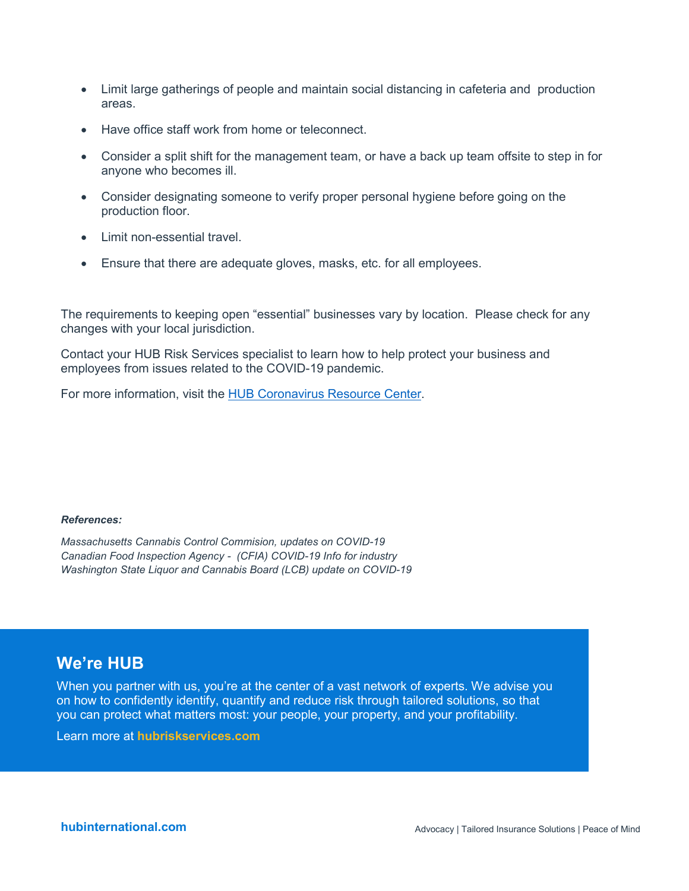- Limit large gatherings of people and maintain social distancing in cafeteria and production areas.
- Have office staff work from home or teleconnect.
- Consider a split shift for the management team, or have a back up team offsite to step in for anyone who becomes ill.
- Consider designating someone to verify proper personal hygiene before going on the production floor.
- Limit non-essential travel.
- Ensure that there are adequate gloves, masks, etc. for all employees.

The requirements to keeping open "essential" businesses vary by location. Please check for any changes with your local jurisdiction.

Contact your HUB Risk Services specialist to learn how to help protect your business and employees from issues related to the COVID-19 pandemic.

For more information, visit the HUB Coronavirus Resource Center.

***References:***

*Massachusetts Cannabis Control Commision, updates on COVID-19*
*Canadian Food Inspection Agency - (CFIA) COVID-19 Info for industry*
*Washington State Liquor and Cannabis Board (LCB) update on COVID-19*

## We're HUB

When you partner with us, you're at the center of a vast network of experts. We advise you on how to confidently identify, quantify and reduce risk through tailored solutions, so that you can protect what matters most: your people, your property, and your profitability.

Learn more at **hubriskservices.com**

**hubinternational.com**

Advocacy | Tailored Insurance Solutions | Peace of Mind